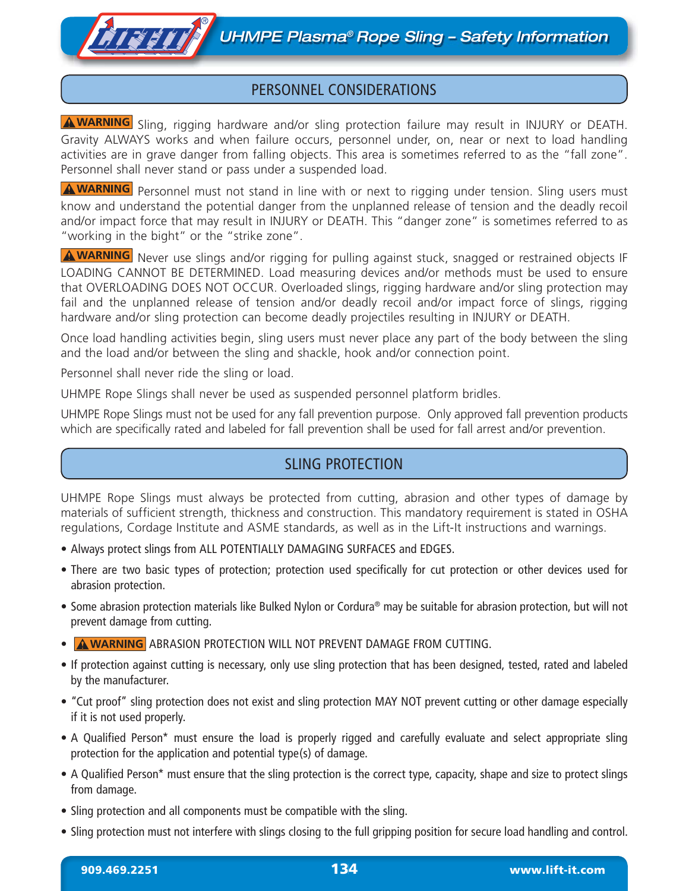# UHMPE Plasma® Rope Sling – Safety Information

## PERSONNEL CONSIDERATIONS

**⚠ WARNING** Sling, rigging hardware and/or sling protection failure may result in INJURY or DEATH. Gravity ALWAYS works and when failure occurs, personnel under, on, near or next to load handling activities are in grave danger from falling objects. This area is sometimes referred to as the "fall zone". Personnel shall never stand or pass under a suspended load.

**⚠ WARNING** Personnel must not stand in line with or next to rigging under tension. Sling users must know and understand the potential danger from the unplanned release of tension and the deadly recoil and/or impact force that may result in INJURY or DEATH. This "danger zone" is sometimes referred to as "working in the bight" or the "strike zone".

**⚠ WARNING** Never use slings and/or rigging for pulling against stuck, snagged or restrained objects IF LOADING CANNOT BE DETERMINED. Load measuring devices and/or methods must be used to ensure that OVERLOADING DOES NOT OCCUR. Overloaded slings, rigging hardware and/or sling protection may fail and the unplanned release of tension and/or deadly recoil and/or impact force of slings, rigging hardware and/or sling protection can become deadly projectiles resulting in INJURY or DEATH.

Once load handling activities begin, sling users must never place any part of the body between the sling and the load and/or between the sling and shackle, hook and/or connection point.

Personnel shall never ride the sling or load.

UHMPE Rope Slings shall never be used as suspended personnel platform bridles.

UHMPE Rope Slings must not be used for any fall prevention purpose. Only approved fall prevention products which are specifically rated and labeled for fall prevention shall be used for fall arrest and/or prevention.

## SLING PROTECTION

UHMPE Rope Slings must always be protected from cutting, abrasion and other types of damage by materials of sufficient strength, thickness and construction. This mandatory requirement is stated in OSHA regulations, Cordage Institute and ASME standards, as well as in the Lift-It instructions and warnings.

- Always protect slings from ALL POTENTIALLY DAMAGING SURFACES and EDGES.
- There are two basic types of protection; protection used specifically for cut protection or other devices used for abrasion protection.
- Some abrasion protection materials like Bulked Nylon or Cordura® may be suitable for abrasion protection, but will not prevent damage from cutting.
- **⚠ WARNING** ABRASION PROTECTION WILL NOT PREVENT DAMAGE FROM CUTTING.
- If protection against cutting is necessary, only use sling protection that has been designed, tested, rated and labeled by the manufacturer.
- "Cut proof" sling protection does not exist and sling protection MAY NOT prevent cutting or other damage especially if it is not used properly.
- A Qualified Person* must ensure the load is properly rigged and carefully evaluate and select appropriate sling protection for the application and potential type(s) of damage.
- A Qualified Person* must ensure that the sling protection is the correct type, capacity, shape and size to protect slings from damage.
- Sling protection and all components must be compatible with the sling.
- Sling protection must not interfere with slings closing to the full gripping position for secure load handling and control.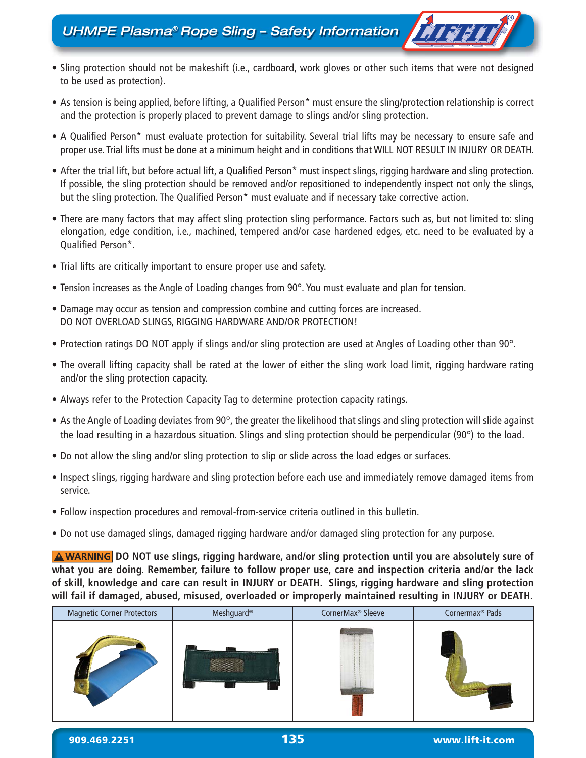## UHMPE Plasma® Rope Sling – Safety Information

- Sling protection should not be makeshift (i.e., cardboard, work gloves or other such items that were not designed to be used as protection).
- As tension is being applied, before lifting, a Qualified Person* must ensure the sling/protection relationship is correct and the protection is properly placed to prevent damage to slings and/or sling protection.
- A Qualified Person* must evaluate protection for suitability. Several trial lifts may be necessary to ensure safe and proper use. Trial lifts must be done at a minimum height and in conditions that WILL NOT RESULT IN INJURY OR DEATH.
- After the trial lift, but before actual lift, a Qualified Person* must inspect slings, rigging hardware and sling protection. If possible, the sling protection should be removed and/or repositioned to independently inspect not only the slings, but the sling protection. The Qualified Person* must evaluate and if necessary take corrective action.
- There are many factors that may affect sling protection sling performance. Factors such as, but not limited to: sling elongation, edge condition, i.e., machined, tempered and/or case hardened edges, etc. need to be evaluated by a Qualified Person*.
- <u>Trial lifts are critically important to ensure proper use and safety.</u>
- Tension increases as the Angle of Loading changes from 90°. You must evaluate and plan for tension.
- Damage may occur as tension and compression combine and cutting forces are increased.
  DO NOT OVERLOAD SLINGS, RIGGING HARDWARE AND/OR PROTECTION!
- Protection ratings DO NOT apply if slings and/or sling protection are used at Angles of Loading other than 90°.
- The overall lifting capacity shall be rated at the lower of either the sling work load limit, rigging hardware rating and/or the sling protection capacity.
- Always refer to the Protection Capacity Tag to determine protection capacity ratings.
- As the Angle of Loading deviates from 90°, the greater the likelihood that slings and sling protection will slide against the load resulting in a hazardous situation. Slings and sling protection should be perpendicular (90°) to the load.
- Do not allow the sling and/or sling protection to slip or slide across the load edges or surfaces.
- Inspect slings, rigging hardware and sling protection before each use and immediately remove damaged items from service.
- Follow inspection procedures and removal-from-service criteria outlined in this bulletin.
- Do not use damaged slings, damaged rigging hardware and/or damaged sling protection for any purpose.

**⚠ WARNING DO NOT use slings, rigging hardware, and/or sling protection until you are absolutely sure of what you are doing. Remember, failure to follow proper use, care and inspection criteria and/or the lack of skill, knowledge and care can result in INJURY or DEATH. Slings, rigging hardware and sling protection will fail if damaged, abused, misused, overloaded or improperly maintained resulting in INJURY or DEATH.**

| Magnetic Corner Protectors | Meshguard® | CornerMax® Sleeve | Cornermax® Pads |
| --- | --- | --- | --- |
| | | | |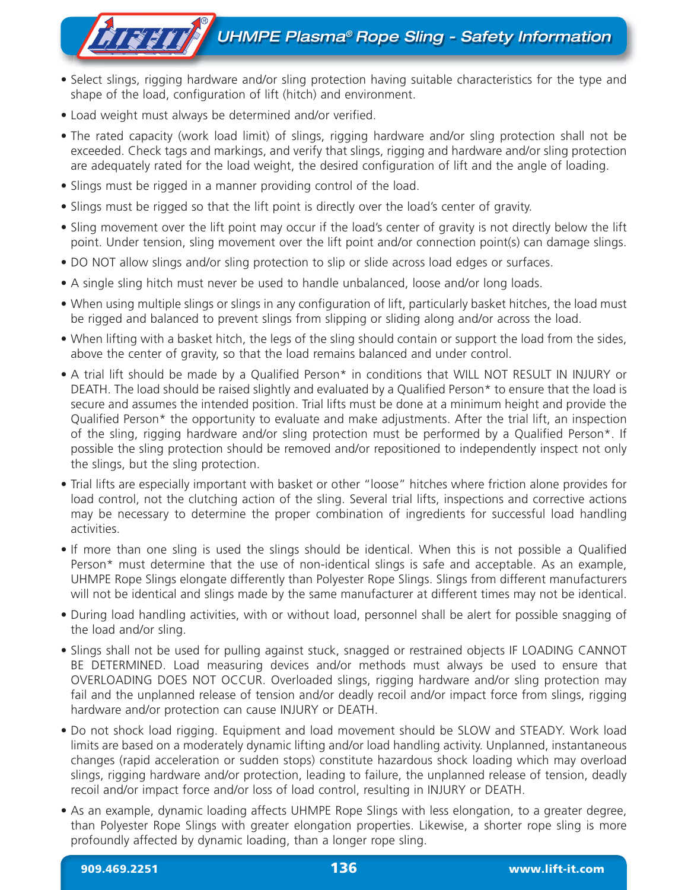- Select slings, rigging hardware and/or sling protection having suitable characteristics for the type and shape of the load, configuration of lift (hitch) and environment.
- Load weight must always be determined and/or verified.
- The rated capacity (work load limit) of slings, rigging hardware and/or sling protection shall not be exceeded. Check tags and markings, and verify that slings, rigging and hardware and/or sling protection are adequately rated for the load weight, the desired configuration of lift and the angle of loading.
- Slings must be rigged in a manner providing control of the load.
- Slings must be rigged so that the lift point is directly over the load's center of gravity.
- Sling movement over the lift point may occur if the load's center of gravity is not directly below the lift point. Under tension, sling movement over the lift point and/or connection point(s) can damage slings.
- DO NOT allow slings and/or sling protection to slip or slide across load edges or surfaces.
- A single sling hitch must never be used to handle unbalanced, loose and/or long loads.
- When using multiple slings or slings in any configuration of lift, particularly basket hitches, the load must be rigged and balanced to prevent slings from slipping or sliding along and/or across the load.
- When lifting with a basket hitch, the legs of the sling should contain or support the load from the sides, above the center of gravity, so that the load remains balanced and under control.
- A trial lift should be made by a Qualified Person* in conditions that WILL NOT RESULT IN INJURY or DEATH. The load should be raised slightly and evaluated by a Qualified Person* to ensure that the load is secure and assumes the intended position. Trial lifts must be done at a minimum height and provide the Qualified Person* the opportunity to evaluate and make adjustments. After the trial lift, an inspection of the sling, rigging hardware and/or sling protection must be performed by a Qualified Person*. If possible the sling protection should be removed and/or repositioned to independently inspect not only the slings, but the sling protection.
- Trial lifts are especially important with basket or other "loose" hitches where friction alone provides for load control, not the clutching action of the sling. Several trial lifts, inspections and corrective actions may be necessary to determine the proper combination of ingredients for successful load handling activities.
- If more than one sling is used the slings should be identical. When this is not possible a Qualified Person* must determine that the use of non-identical slings is safe and acceptable. As an example, UHMPE Rope Slings elongate differently than Polyester Rope Slings. Slings from different manufacturers will not be identical and slings made by the same manufacturer at different times may not be identical.
- During load handling activities, with or without load, personnel shall be alert for possible snagging of the load and/or sling.
- Slings shall not be used for pulling against stuck, snagged or restrained objects IF LOADING CANNOT BE DETERMINED. Load measuring devices and/or methods must always be used to ensure that OVERLOADING DOES NOT OCCUR. Overloaded slings, rigging hardware and/or sling protection may fail and the unplanned release of tension and/or deadly recoil and/or impact force from slings, rigging hardware and/or protection can cause INJURY or DEATH.
- Do not shock load rigging. Equipment and load movement should be SLOW and STEADY. Work load limits are based on a moderately dynamic lifting and/or load handling activity. Unplanned, instantaneous changes (rapid acceleration or sudden stops) constitute hazardous shock loading which may overload slings, rigging hardware and/or protection, leading to failure, the unplanned release of tension, deadly recoil and/or impact force and/or loss of load control, resulting in INJURY or DEATH.
- As an example, dynamic loading affects UHMPE Rope Slings with less elongation, to a greater degree, than Polyester Rope Slings with greater elongation properties. Likewise, a shorter rope sling is more profoundly affected by dynamic loading, than a longer rope sling.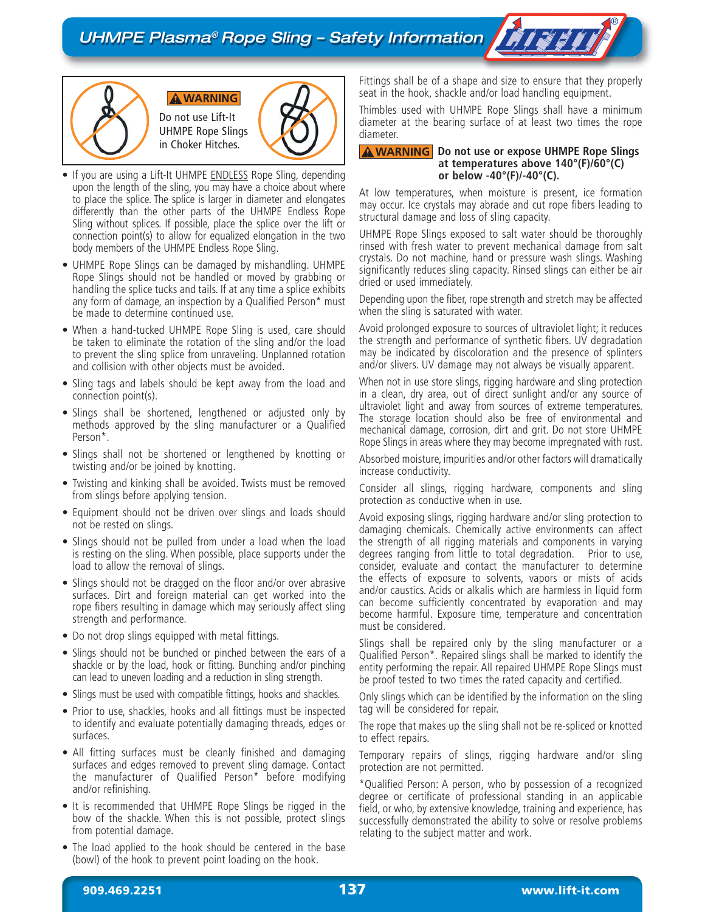# UHMPE Plasma® Rope Sling – Safety Information

**⚠ WARNING**

Do not use Lift-It UHMPE Rope Slings in Choker Hitches.

- If you are using a Lift-It UHMPE ENDLESS Rope Sling, depending upon the length of the sling, you may have a choice about where to place the splice. The splice is larger in diameter and elongates differently than the other parts of the UHMPE Endless Rope Sling without splices. If possible, place the splice over the lift or connection point(s) to allow for equalized elongation in the two body members of the UHMPE Endless Rope Sling.
- UHMPE Rope Slings can be damaged by mishandling. UHMPE Rope Slings should not be handled or moved by grabbing or handling the splice tucks and tails. If at any time a splice exhibits any form of damage, an inspection by a Qualified Person* must be made to determine continued use.
- When a hand-tucked UHMPE Rope Sling is used, care should be taken to eliminate the rotation of the sling and/or the load to prevent the sling splice from unraveling. Unplanned rotation and collision with other objects must be avoided.
- Sling tags and labels should be kept away from the load and connection point(s).
- Slings shall be shortened, lengthened or adjusted only by methods approved by the sling manufacturer or a Qualified Person*.
- Slings shall not be shortened or lengthened by knotting or twisting and/or be joined by knotting.
- Twisting and kinking shall be avoided. Twists must be removed from slings before applying tension.
- Equipment should not be driven over slings and loads should not be rested on slings.
- Slings should not be pulled from under a load when the load is resting on the sling. When possible, place supports under the load to allow the removal of slings.
- Slings should not be dragged on the floor and/or over abrasive surfaces. Dirt and foreign material can get worked into the rope fibers resulting in damage which may seriously affect sling strength and performance.
- Do not drop slings equipped with metal fittings.
- Slings should not be bunched or pinched between the ears of a shackle or by the load, hook or fitting. Bunching and/or pinching can lead to uneven loading and a reduction in sling strength.
- Slings must be used with compatible fittings, hooks and shackles.
- Prior to use, shackles, hooks and all fittings must be inspected to identify and evaluate potentially damaging threads, edges or surfaces.
- All fitting surfaces must be cleanly finished and damaging surfaces and edges removed to prevent sling damage. Contact the manufacturer of Qualified Person* before modifying and/or refinishing.
- It is recommended that UHMPE Rope Slings be rigged in the bow of the shackle. When this is not possible, protect slings from potential damage.
- The load applied to the hook should be centered in the base (bowl) of the hook to prevent point loading on the hook.

Fittings shall be of a shape and size to ensure that they properly seat in the hook, shackle and/or load handling equipment.

Thimbles used with UHMPE Rope Slings shall have a minimum diameter at the bearing surface of at least two times the rope diameter.

**⚠ WARNING** **Do not use or expose UHMPE Rope Slings at temperatures above 140°(F)/60°(C) or below -40°(F)/-40°(C).**

At low temperatures, when moisture is present, ice formation may occur. Ice crystals may abrade and cut rope fibers leading to structural damage and loss of sling capacity.

UHMPE Rope Slings exposed to salt water should be thoroughly rinsed with fresh water to prevent mechanical damage from salt crystals. Do not machine, hand or pressure wash slings. Washing significantly reduces sling capacity. Rinsed slings can either be air dried or used immediately.

Depending upon the fiber, rope strength and stretch may be affected when the sling is saturated with water.

Avoid prolonged exposure to sources of ultraviolet light; it reduces the strength and performance of synthetic fibers. UV degradation may be indicated by discoloration and the presence of splinters and/or slivers. UV damage may not always be visually apparent.

When not in use store slings, rigging hardware and sling protection in a clean, dry area, out of direct sunlight and/or any source of ultraviolet light and away from sources of extreme temperatures. The storage location should also be free of environmental and mechanical damage, corrosion, dirt and grit. Do not store UHMPE Rope Slings in areas where they may become impregnated with rust.

Absorbed moisture, impurities and/or other factors will dramatically increase conductivity.

Consider all slings, rigging hardware, components and sling protection as conductive when in use.

Avoid exposing slings, rigging hardware and/or sling protection to damaging chemicals. Chemically active environments can affect the strength of all rigging materials and components in varying degrees ranging from little to total degradation. Prior to use, consider, evaluate and contact the manufacturer to determine the effects of exposure to solvents, vapors or mists of acids and/or caustics. Acids or alkalis which are harmless in liquid form can become sufficiently concentrated by evaporation and may become harmful. Exposure time, temperature and concentration must be considered.

Slings shall be repaired only by the sling manufacturer or a Qualified Person*. Repaired slings shall be marked to identify the entity performing the repair. All repaired UHMPE Rope Slings must be proof tested to two times the rated capacity and certified.

Only slings which can be identified by the information on the sling tag will be considered for repair.

The rope that makes up the sling shall not be re-spliced or knotted to effect repairs.

Temporary repairs of slings, rigging hardware and/or sling protection are not permitted.

*Qualified Person: A person, who by possession of a recognized degree or certificate of professional standing in an applicable field, or who, by extensive knowledge, training and experience, has successfully demonstrated the ability to solve or resolve problems relating to the subject matter and work.